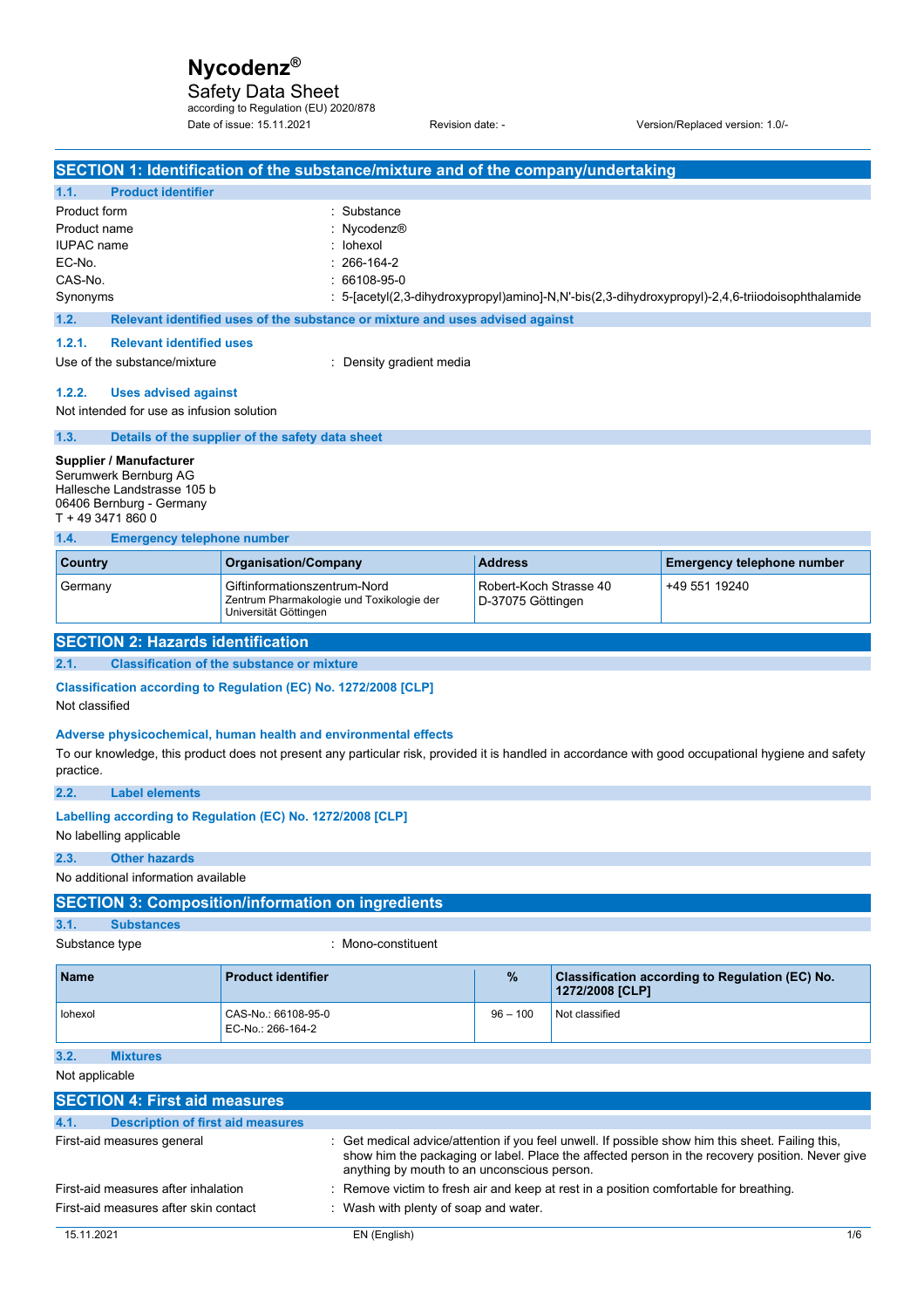# Nycodenz®

## Safety Data Sheet

according to Regulation (EU) 2020/878

Date of issue: 15.11.2021 Revision date: - Version/Replaced version: 1.0/-

## SECTION 1: Identification of the substance/mixture and of the company/undertaking

### 1.1. Product identifier

| | |
|---|---|
| Product form | : Substance |
| Product name | : Nycodenz® |
| IUPAC name | : Iohexol |
| EC-No. | : 266-164-2 |
| CAS-No. | : 66108-95-0 |
| Synonyms | : 5-[acetyl(2,3-dihydroxypropyl)amino]-N,N'-bis(2,3-dihydroxypropyl)-2,4,6-triiodoisophthalamide |

### 1.2. Relevant identified uses of the substance or mixture and uses advised against

#### 1.2.1. Relevant identified uses

Use of the substance/mixture : Density gradient media

#### 1.2.2. Uses advised against

Not intended for use as infusion solution

### 1.3. Details of the supplier of the safety data sheet

**Supplier / Manufacturer**
Serumwerk Bernburg AG
Hallesche Landstrasse 105 b
06406 Bernburg - Germany
T + 49 3471 860 0

### 1.4. Emergency telephone number

| Country | Organisation/Company | Address | Emergency telephone number |
|---|---|---|---|
| Germany | Giftinformationszentrum-Nord<br>Zentrum Pharmakologie und Toxikologie der Universität Göttingen | Robert-Koch Strasse 40<br>D-37075 Göttingen | +49 551 19240 |

## SECTION 2: Hazards identification

### 2.1. Classification of the substance or mixture

**Classification according to Regulation (EC) No. 1272/2008 [CLP]**

Not classified

**Adverse physicochemical, human health and environmental effects**

To our knowledge, this product does not present any particular risk, provided it is handled in accordance with good occupational hygiene and safety practice.

### 2.2. Label elements

**Labelling according to Regulation (EC) No. 1272/2008 [CLP]**

No labelling applicable

### 2.3. Other hazards

No additional information available

## SECTION 3: Composition/information on ingredients

### 3.1. Substances

Substance type : Mono-constituent

| Name | Product identifier | % | Classification according to Regulation (EC) No. 1272/2008 [CLP] |
|---|---|---|---|
| Iohexol | CAS-No.: 66108-95-0<br>EC-No.: 266-164-2 | 96 – 100 | Not classified |

### 3.2. Mixtures

Not applicable

## SECTION 4: First aid measures

### 4.1. Description of first aid measures

| | |
|---|---|
| First-aid measures general | : Get medical advice/attention if you feel unwell. If possible show him this sheet. Failing this, show him the packaging or label. Place the affected person in the recovery position. Never give anything by mouth to an unconscious person. |
| First-aid measures after inhalation | : Remove victim to fresh air and keep at rest in a position comfortable for breathing. |
| First-aid measures after skin contact | : Wash with plenty of soap and water. |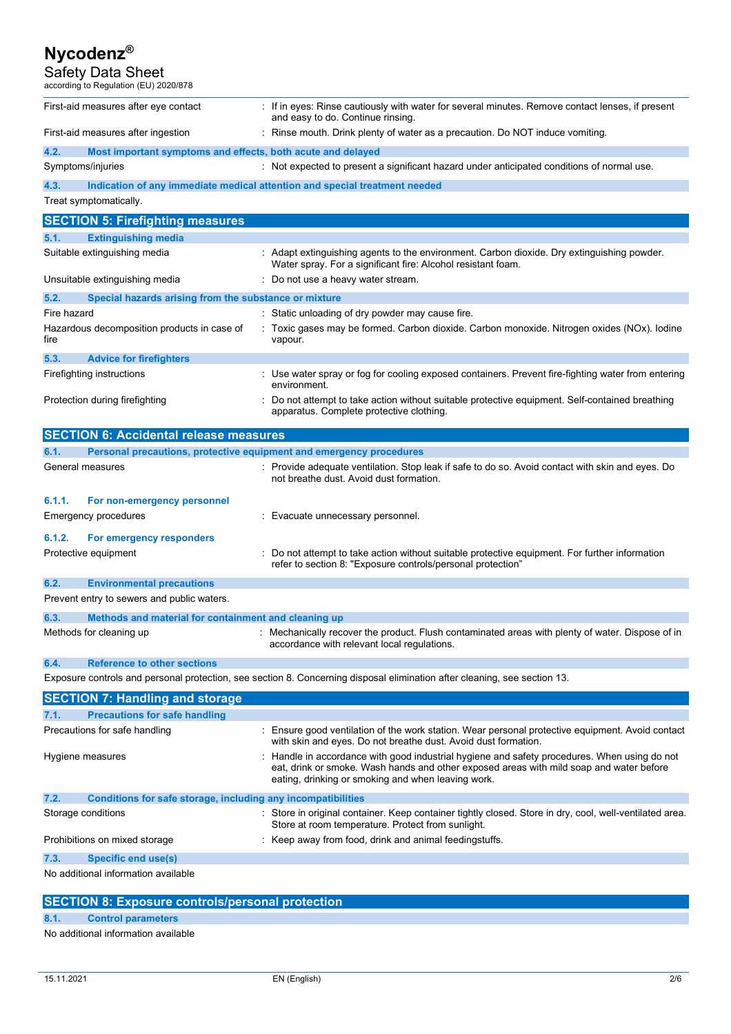First-aid measures after eye contact : If in eyes: Rinse cautiously with water for several minutes. Remove contact lenses, if present and easy to do. Continue rinsing.

First-aid measures after ingestion : Rinse mouth. Drink plenty of water as a precaution. Do NOT induce vomiting.

### 4.2. Most important symptoms and effects, both acute and delayed

Symptoms/injuries : Not expected to present a significant hazard under anticipated conditions of normal use.

### 4.3. Indication of any immediate medical attention and special treatment needed

Treat symptomatically.

## SECTION 5: Firefighting measures

### 5.1. Extinguishing media

Suitable extinguishing media : Adapt extinguishing agents to the environment. Carbon dioxide. Dry extinguishing powder. Water spray. For a significant fire: Alcohol resistant foam.

Unsuitable extinguishing media : Do not use a heavy water stream.

### 5.2. Special hazards arising from the substance or mixture

Fire hazard : Static unloading of dry powder may cause fire.

Hazardous decomposition products in case of fire : Toxic gases may be formed. Carbon dioxide. Carbon monoxide. Nitrogen oxides (NOx). Iodine vapour.

### 5.3. Advice for firefighters

Firefighting instructions : Use water spray or fog for cooling exposed containers. Prevent fire-fighting water from entering environment.

Protection during firefighting : Do not attempt to take action without suitable protective equipment. Self-contained breathing apparatus. Complete protective clothing.

## SECTION 6: Accidental release measures

### 6.1. Personal precautions, protective equipment and emergency procedures

General measures : Provide adequate ventilation. Stop leak if safe to do so. Avoid contact with skin and eyes. Do not breathe dust. Avoid dust formation.

#### 6.1.1. For non-emergency personnel

Emergency procedures : Evacuate unnecessary personnel.

#### 6.1.2. For emergency responders

Protective equipment : Do not attempt to take action without suitable protective equipment. For further information refer to section 8: "Exposure controls/personal protection"

### 6.2. Environmental precautions

Prevent entry to sewers and public waters.

### 6.3. Methods and material for containment and cleaning up

Methods for cleaning up : Mechanically recover the product. Flush contaminated areas with plenty of water. Dispose of in accordance with relevant local regulations.

### 6.4. Reference to other sections

Exposure controls and personal protection, see section 8. Concerning disposal elimination after cleaning, see section 13.

## SECTION 7: Handling and storage

### 7.1. Precautions for safe handling

Precautions for safe handling : Ensure good ventilation of the work station. Wear personal protective equipment. Avoid contact with skin and eyes. Do not breathe dust. Avoid dust formation.

Hygiene measures : Handle in accordance with good industrial hygiene and safety procedures. When using do not eat, drink or smoke. Wash hands and other exposed areas with mild soap and water before eating, drinking or smoking and when leaving work.

### 7.2. Conditions for safe storage, including any incompatibilities

Storage conditions : Store in original container. Keep container tightly closed. Store in dry, cool, well-ventilated area. Store at room temperature. Protect from sunlight.

Prohibitions on mixed storage : Keep away from food, drink and animal feedingstuffs.

### 7.3. Specific end use(s)

No additional information available

## SECTION 8: Exposure controls/personal protection

### 8.1. Control parameters

No additional information available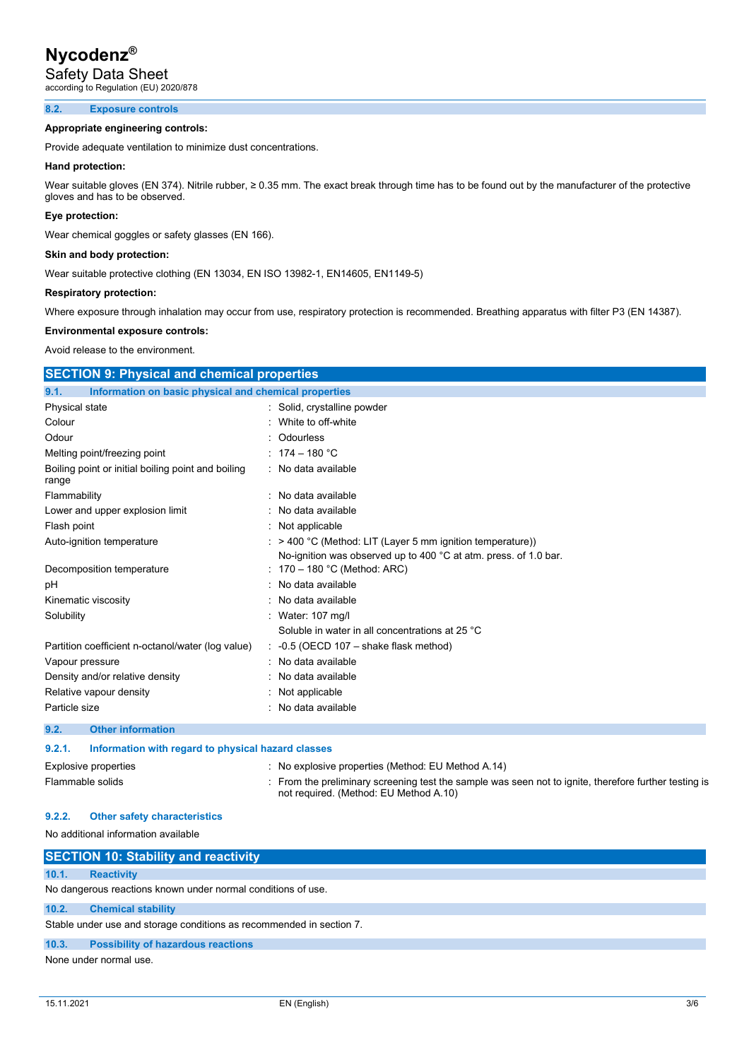### 8.2. Exposure controls

**Appropriate engineering controls:**

Provide adequate ventilation to minimize dust concentrations.

**Hand protection:**

Wear suitable gloves (EN 374). Nitrile rubber, ≥ 0.35 mm. The exact break through time has to be found out by the manufacturer of the protective gloves and has to be observed.

**Eye protection:**

Wear chemical goggles or safety glasses (EN 166).

**Skin and body protection:**

Wear suitable protective clothing (EN 13034, EN ISO 13982-1, EN14605, EN1149-5)

**Respiratory protection:**

Where exposure through inhalation may occur from use, respiratory protection is recommended. Breathing apparatus with filter P3 (EN 14387).

**Environmental exposure controls:**

Avoid release to the environment.

## SECTION 9: Physical and chemical properties

### 9.1. Information on basic physical and chemical properties

| Property | Value |
|---|---|
| Physical state | Solid, crystalline powder |
| Colour | White to off-white |
| Odour | Odourless |
| Melting point/freezing point | 174 – 180 °C |
| Boiling point or initial boiling point and boiling range | No data available |
| Flammability | No data available |
| Lower and upper explosion limit | No data available |
| Flash point | Not applicable |
| Auto-ignition temperature | > 400 °C (Method: LIT (Layer 5 mm ignition temperature)) No-ignition was observed up to 400 °C at atm. press. of 1.0 bar. |
| Decomposition temperature | 170 – 180 °C (Method: ARC) |
| pH | No data available |
| Kinematic viscosity | No data available |
| Solubility | Water: 107 mg/l Soluble in water in all concentrations at 25 °C |
| Partition coefficient n-octanol/water (log value) | -0.5 (OECD 107 – shake flask method) |
| Vapour pressure | No data available |
| Density and/or relative density | No data available |
| Relative vapour density | Not applicable |
| Particle size | No data available |

### 9.2. Other information

#### 9.2.1. Information with regard to physical hazard classes

| Property | Value |
|---|---|
| Explosive properties | No explosive properties (Method: EU Method A.14) |
| Flammable solids | From the preliminary screening test the sample was seen not to ignite, therefore further testing is not required. (Method: EU Method A.10) |

#### 9.2.2. Other safety characteristics

No additional information available

## SECTION 10: Stability and reactivity

### 10.1. Reactivity

No dangerous reactions known under normal conditions of use.

### 10.2. Chemical stability

Stable under use and storage conditions as recommended in section 7.

### 10.3. Possibility of hazardous reactions

None under normal use.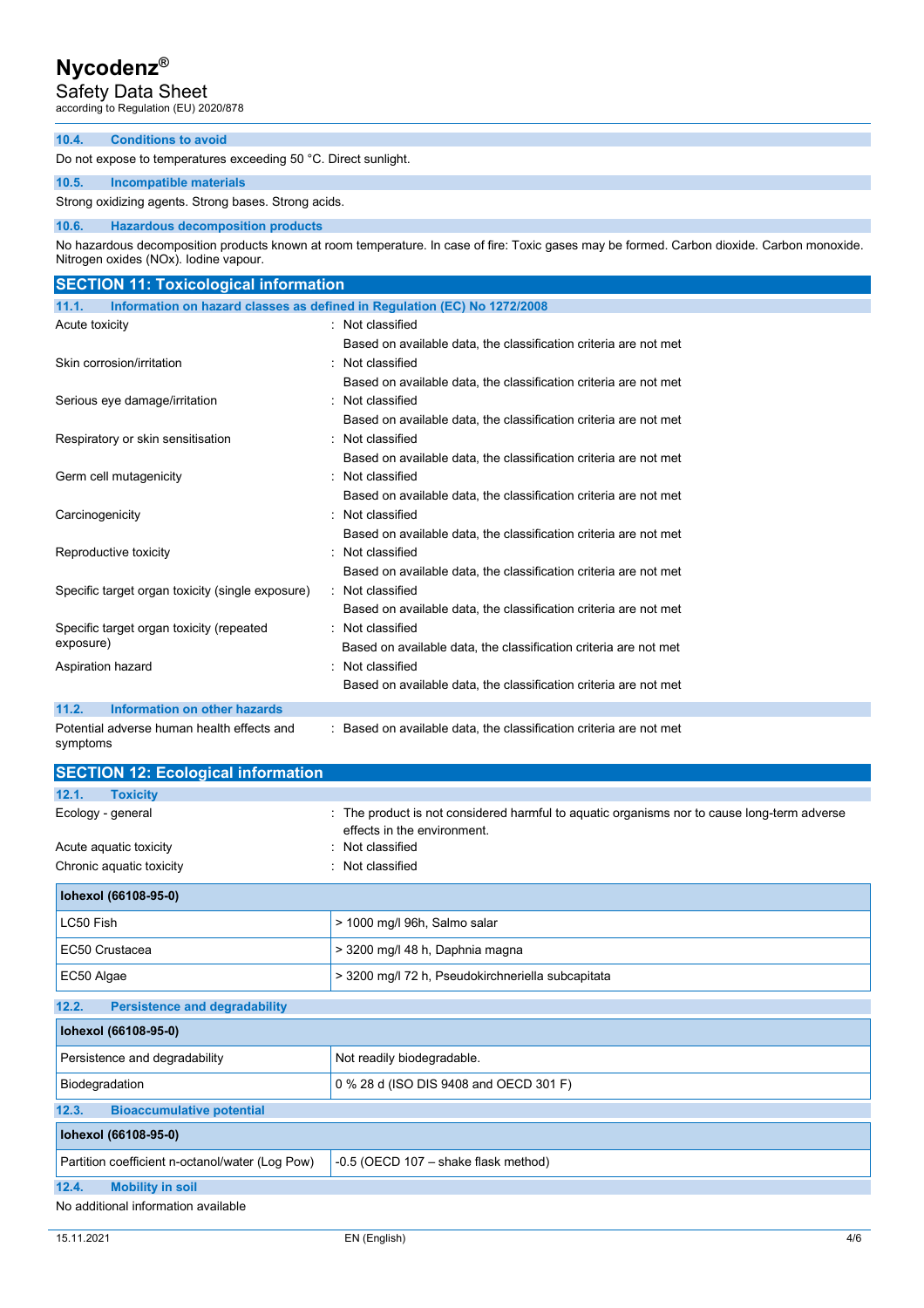### 10.4. Conditions to avoid

Do not expose to temperatures exceeding 50 °C. Direct sunlight.

### 10.5. Incompatible materials

Strong oxidizing agents. Strong bases. Strong acids.

### 10.6. Hazardous decomposition products

No hazardous decomposition products known at room temperature. In case of fire: Toxic gases may be formed. Carbon dioxide. Carbon monoxide. Nitrogen oxides (NOx). Iodine vapour.

## SECTION 11: Toxicological information

### 11.1. Information on hazard classes as defined in Regulation (EC) No 1272/2008

| | |
|---|---|
| Acute toxicity | : Not classified<br>Based on available data, the classification criteria are not met |
| Skin corrosion/irritation | : Not classified<br>Based on available data, the classification criteria are not met |
| Serious eye damage/irritation | : Not classified<br>Based on available data, the classification criteria are not met |
| Respiratory or skin sensitisation | : Not classified<br>Based on available data, the classification criteria are not met |
| Germ cell mutagenicity | : Not classified<br>Based on available data, the classification criteria are not met |
| Carcinogenicity | : Not classified<br>Based on available data, the classification criteria are not met |
| Reproductive toxicity | : Not classified<br>Based on available data, the classification criteria are not met |
| Specific target organ toxicity (single exposure) | : Not classified<br>Based on available data, the classification criteria are not met |
| Specific target organ toxicity (repeated exposure) | : Not classified<br>Based on available data, the classification criteria are not met |
| Aspiration hazard | : Not classified<br>Based on available data, the classification criteria are not met |

### 11.2. Information on other hazards

| | |
|---|---|
| Potential adverse human health effects and symptoms | : Based on available data, the classification criteria are not met |

## SECTION 12: Ecological information

### 12.1. Toxicity

| | |
|---|---|
| Ecology - general | : The product is not considered harmful to aquatic organisms nor to cause long-term adverse effects in the environment. |
| Acute aquatic toxicity | : Not classified |
| Chronic aquatic toxicity | : Not classified |

| Iohexol (66108-95-0) | |
|---|---|
| LC50 Fish | > 1000 mg/l 96h, Salmo salar |
| EC50 Crustacea | > 3200 mg/l 48 h, Daphnia magna |
| EC50 Algae | > 3200 mg/l 72 h, Pseudokirchneriella subcapitata |

### 12.2. Persistence and degradability

| Iohexol (66108-95-0) | |
|---|---|
| Persistence and degradability | Not readily biodegradable. |
| Biodegradation | 0 % 28 d (ISO DIS 9408 and OECD 301 F) |

### 12.3. Bioaccumulative potential

| Iohexol (66108-95-0) | |
|---|---|
| Partition coefficient n-octanol/water (Log Pow) | -0.5 (OECD 107 – shake flask method) |

### 12.4. Mobility in soil

No additional information available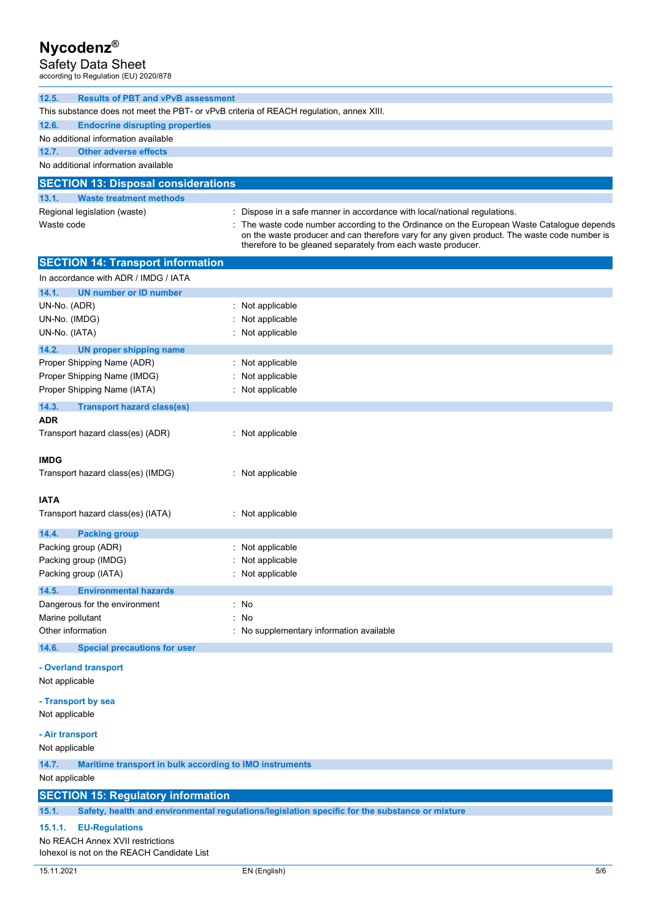### 12.5. Results of PBT and vPvB assessment

This substance does not meet the PBT- or vPvB criteria of REACH regulation, annex XIII.

### 12.6. Endocrine disrupting properties

No additional information available

### 12.7. Other adverse effects

No additional information available

## SECTION 13: Disposal considerations

### 13.1. Waste treatment methods

| | |
|---|---|
| Regional legislation (waste) | : Dispose in a safe manner in accordance with local/national regulations. |
| Waste code | : The waste code number according to the Ordinance on the European Waste Catalogue depends on the waste producer and can therefore vary for any given product. The waste code number is therefore to be gleaned separately from each waste producer. |

## SECTION 14: Transport information

In accordance with ADR / IMDG / IATA

### 14.1. UN number or ID number

| | |
|---|---|
| UN-No. (ADR) | : Not applicable |
| UN-No. (IMDG) | : Not applicable |
| UN-No. (IATA) | : Not applicable |

### 14.2. UN proper shipping name

| | |
|---|---|
| Proper Shipping Name (ADR) | : Not applicable |
| Proper Shipping Name (IMDG) | : Not applicable |
| Proper Shipping Name (IATA) | : Not applicable |

### 14.3. Transport hazard class(es)

**ADR**

| | |
|---|---|
| Transport hazard class(es) (ADR) | : Not applicable |

**IMDG**

| | |
|---|---|
| Transport hazard class(es) (IMDG) | : Not applicable |

**IATA**

| | |
|---|---|
| Transport hazard class(es) (IATA) | : Not applicable |

### 14.4. Packing group

| | |
|---|---|
| Packing group (ADR) | : Not applicable |
| Packing group (IMDG) | : Not applicable |
| Packing group (IATA) | : Not applicable |

### 14.5. Environmental hazards

| | |
|---|---|
| Dangerous for the environment | : No |
| Marine pollutant | : No |
| Other information | : No supplementary information available |

### 14.6. Special precautions for user

**- Overland transport**

Not applicable

**- Transport by sea**

Not applicable

**- Air transport**

Not applicable

### 14.7. Maritime transport in bulk according to IMO instruments

Not applicable

## SECTION 15: Regulatory information

### 15.1. Safety, health and environmental regulations/legislation specific for the substance or mixture

#### 15.1.1. EU-Regulations

No REACH Annex XVII restrictions
Iohexol is not on the REACH Candidate List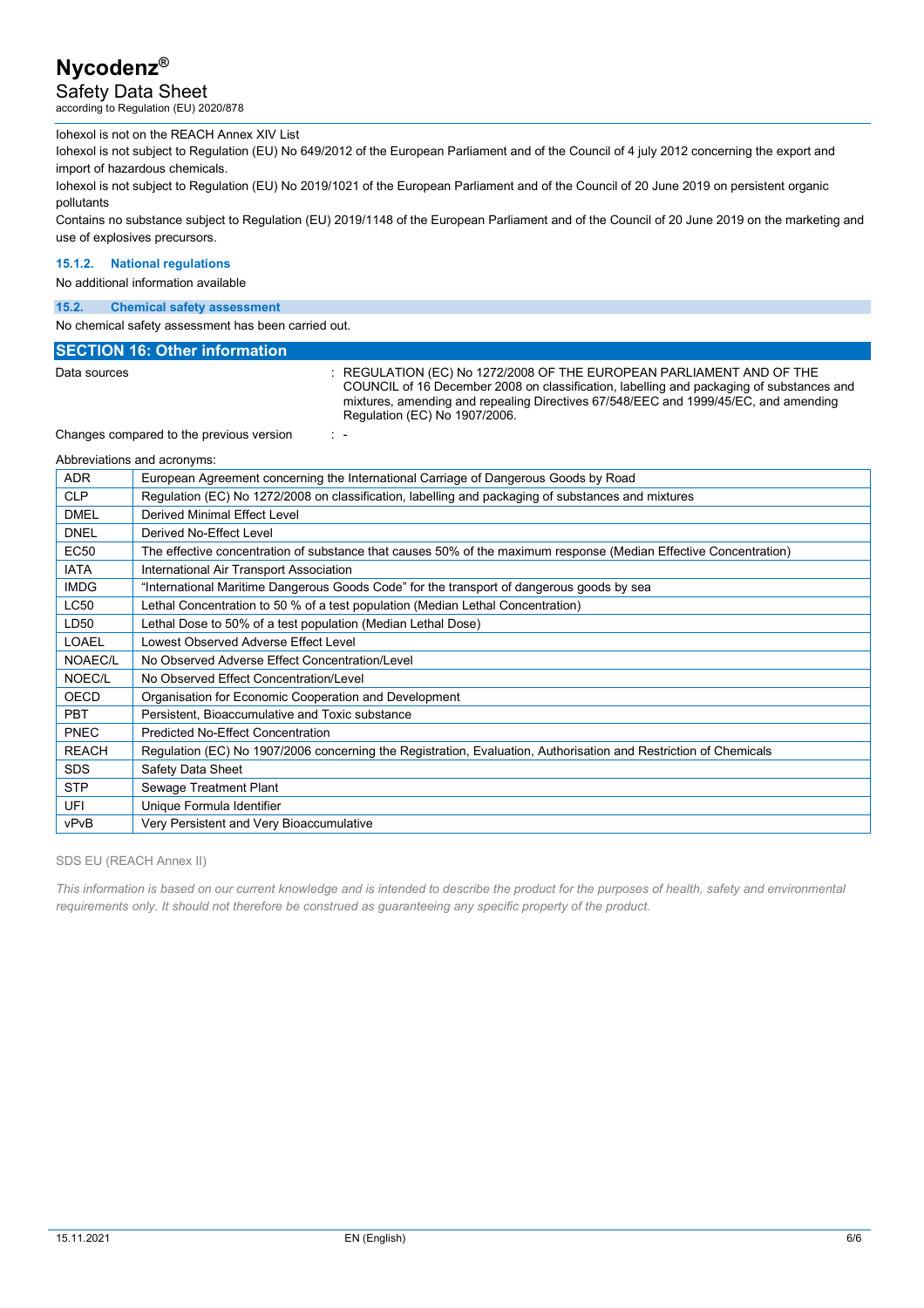Iohexol is not on the REACH Annex XIV List

Iohexol is not subject to Regulation (EU) No 649/2012 of the European Parliament and of the Council of 4 july 2012 concerning the export and import of hazardous chemicals.

Iohexol is not subject to Regulation (EU) No 2019/1021 of the European Parliament and of the Council of 20 June 2019 on persistent organic pollutants

Contains no substance subject to Regulation (EU) 2019/1148 of the European Parliament and of the Council of 20 June 2019 on the marketing and use of explosives precursors.

#### 15.1.2. National regulations

No additional information available

### 15.2. Chemical safety assessment

No chemical safety assessment has been carried out.

## SECTION 16: Other information

Data sources : REGULATION (EC) No 1272/2008 OF THE EUROPEAN PARLIAMENT AND OF THE COUNCIL of 16 December 2008 on classification, labelling and packaging of substances and mixtures, amending and repealing Directives 67/548/EEC and 1999/45/EC, and amending Regulation (EC) No 1907/2006.

Changes compared to the previous version : -

Abbreviations and acronyms:

| | |
|---|---|
| ADR | European Agreement concerning the International Carriage of Dangerous Goods by Road |
| CLP | Regulation (EC) No 1272/2008 on classification, labelling and packaging of substances and mixtures |
| DMEL | Derived Minimal Effect Level |
| DNEL | Derived No-Effect Level |
| EC50 | The effective concentration of substance that causes 50% of the maximum response (Median Effective Concentration) |
| IATA | International Air Transport Association |
| IMDG | “International Maritime Dangerous Goods Code” for the transport of dangerous goods by sea |
| LC50 | Lethal Concentration to 50 % of a test population (Median Lethal Concentration) |
| LD50 | Lethal Dose to 50% of a test population (Median Lethal Dose) |
| LOAEL | Lowest Observed Adverse Effect Level |
| NOAEC/L | No Observed Adverse Effect Concentration/Level |
| NOEC/L | No Observed Effect Concentration/Level |
| OECD | Organisation for Economic Cooperation and Development |
| PBT | Persistent, Bioaccumulative and Toxic substance |
| PNEC | Predicted No-Effect Concentration |
| REACH | Regulation (EC) No 1907/2006 concerning the Registration, Evaluation, Authorisation and Restriction of Chemicals |
| SDS | Safety Data Sheet |
| STP | Sewage Treatment Plant |
| UFI | Unique Formula Identifier |
| vPvB | Very Persistent and Very Bioaccumulative |

SDS EU (REACH Annex II)

*This information is based on our current knowledge and is intended to describe the product for the purposes of health, safety and environmental requirements only. It should not therefore be construed as guaranteeing any specific property of the product.*